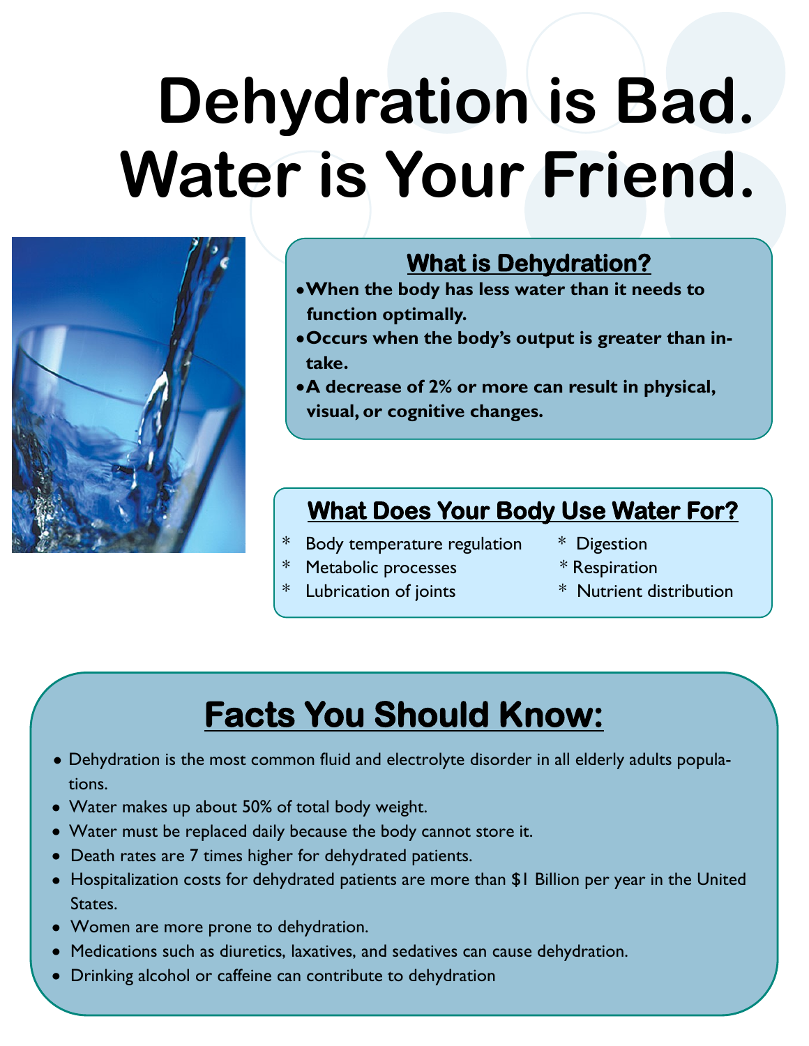# Dehydration is Bad. Water is Your Friend.

## What is Dehydration?

- When the body has less water than it needs to function optimally.
- Occurs when the body's output is greater than intake.
- A decrease of 2% or more can result in physical, visual, or cognitive changes.

## What Does Your Body Use Water For?

* Body temperature regulation
* Metabolic processes
* Lubrication of joints
* Digestion
* Respiration
* Nutrient distribution

## Facts You Should Know:

- Dehydration is the most common fluid and electrolyte disorder in all elderly adults populations.
- Water makes up about 50% of total body weight.
- Water must be replaced daily because the body cannot store it.
- Death rates are 7 times higher for dehydrated patients.
- Hospitalization costs for dehydrated patients are more than $1 Billion per year in the United States.
- Women are more prone to dehydration.
- Medications such as diuretics, laxatives, and sedatives can cause dehydration.
- Drinking alcohol or caffeine can contribute to dehydration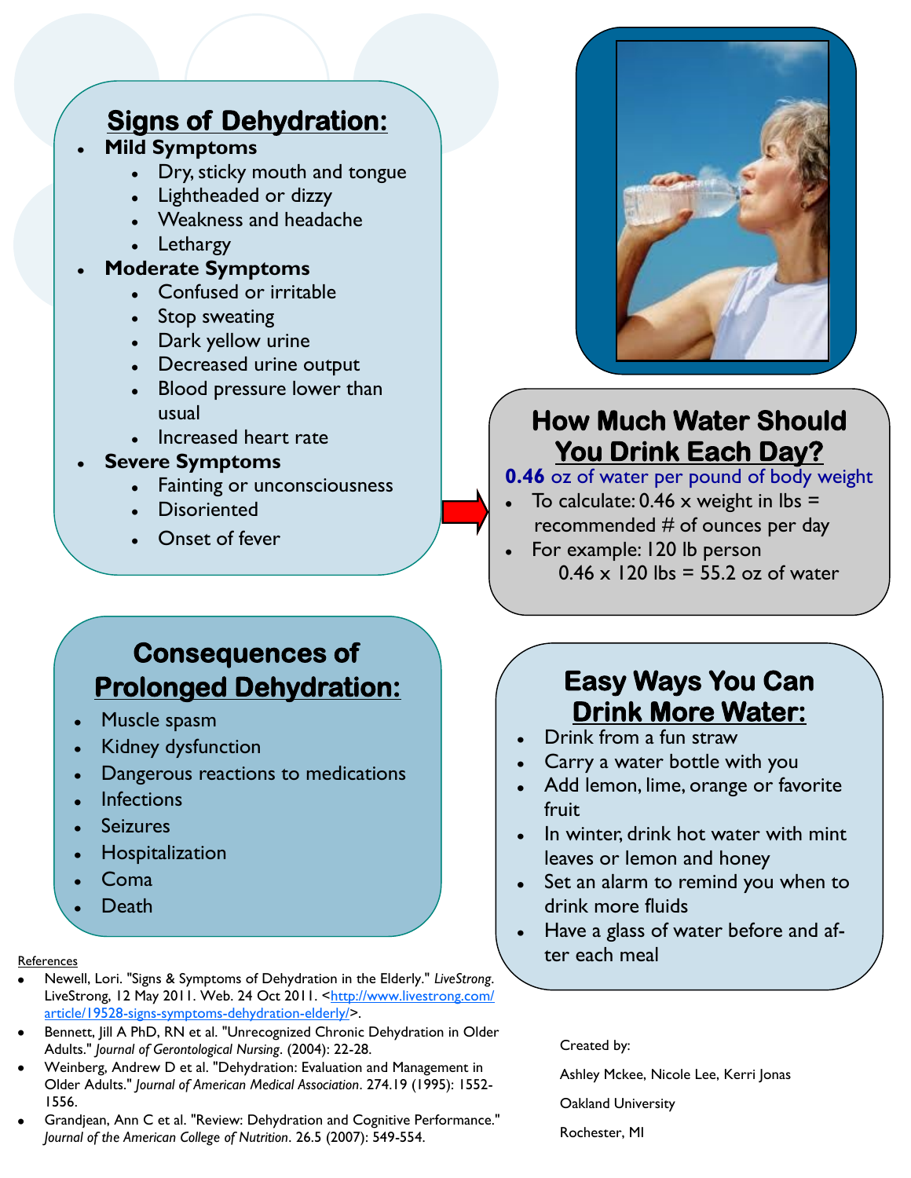## Signs of Dehydration:

- **Mild Symptoms**
  - Dry, sticky mouth and tongue
  - Lightheaded or dizzy
  - Weakness and headache
  - Lethargy
- **Moderate Symptoms**
  - Confused or irritable
  - Stop sweating
  - Dark yellow urine
  - Decreased urine output
  - Blood pressure lower than usual
  - Increased heart rate
- **Severe Symptoms**
  - Fainting or unconsciousness
  - Disoriented
  - Onset of fever

## How Much Water Should You Drink Each Day?

**0.46** oz of water per pound of body weight

- To calculate: 0.46 x weight in lbs = recommended # of ounces per day
- For example: 120 lb person
  0.46 x 120 lbs = 55.2 oz of water

## Consequences of Prolonged Dehydration:

- Muscle spasm
- Kidney dysfunction
- Dangerous reactions to medications
- Infections
- Seizures
- Hospitalization
- Coma
- Death

## Easy Ways You Can Drink More Water:

- Drink from a fun straw
- Carry a water bottle with you
- Add lemon, lime, orange or favorite fruit
- In winter, drink hot water with mint leaves or lemon and honey
- Set an alarm to remind you when to drink more fluids
- Have a glass of water before and after each meal

References

- Newell, Lori. "Signs & Symptoms of Dehydration in the Elderly." *LiveStrong*. LiveStrong, 12 May 2011. Web. 24 Oct 2011. <http://www.livestrong.com/article/19528-signs-symptoms-dehydration-elderly/>.
- Bennett, Jill A PhD, RN et al. "Unrecognized Chronic Dehydration in Older Adults." *Journal of Gerontological Nursing*. (2004): 22-28.
- Weinberg, Andrew D et al. "Dehydration: Evaluation and Management in Older Adults." *Journal of American Medical Association*. 274.19 (1995): 1552-1556.
- Grandjean, Ann C et al. "Review: Dehydration and Cognitive Performance." *Journal of the American College of Nutrition*. 26.5 (2007): 549-554.

Created by:

Ashley Mckee, Nicole Lee, Kerri Jonas

Oakland University

Rochester, MI